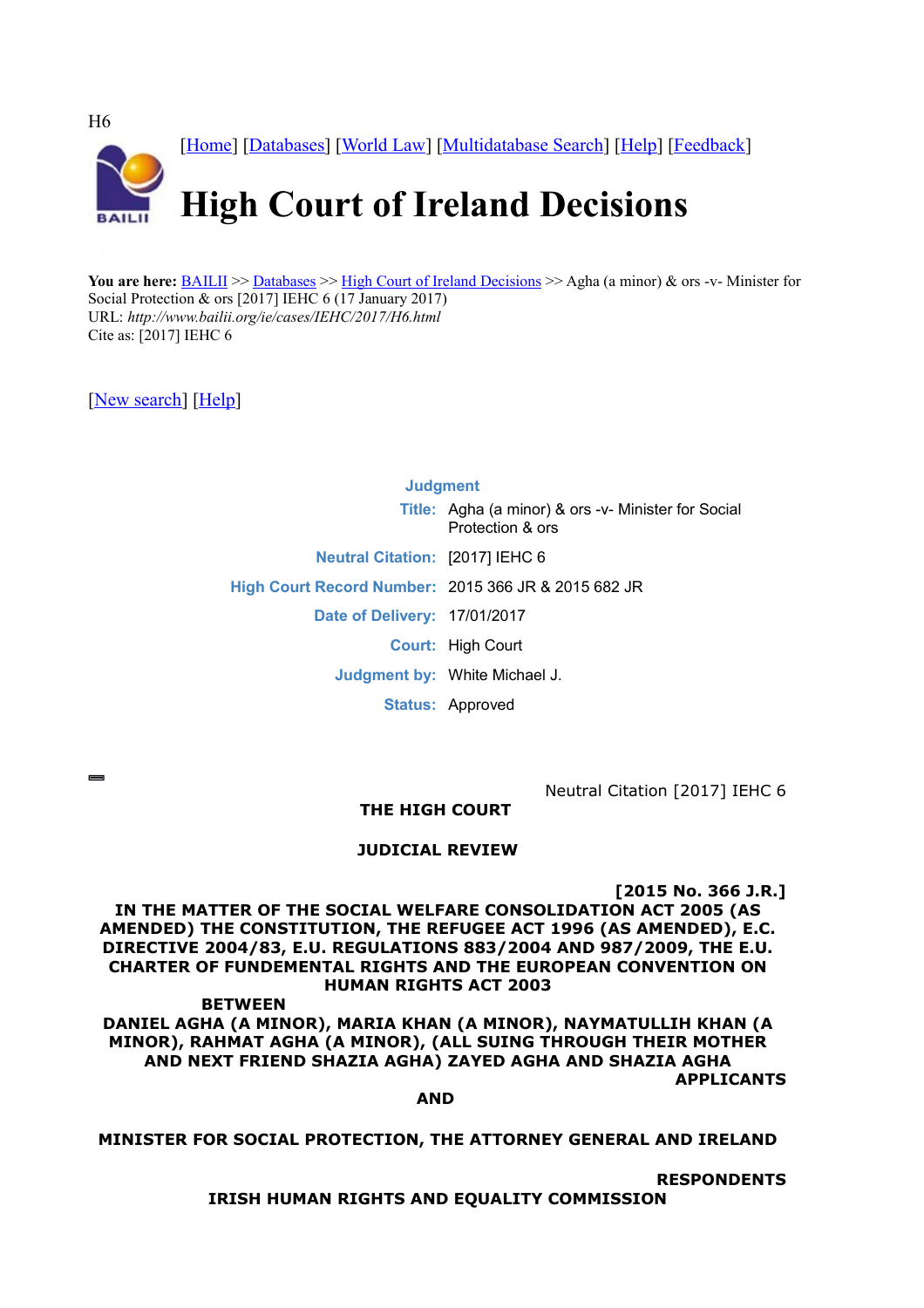H6

[Home] [Databases] [World Law] [Multidatabase Search] [Help] [Feedback]

# High Court of Ireland Decisions

**You are here:** BAILII >> Databases >> High Court of Ireland Decisions >> Agha (a minor) & ors -v- Minister for Social Protection & ors [2017] IEHC 6 (17 January 2017)
URL: *http://www.bailii.org/ie/cases/IEHC/2017/H6.html*
Cite as: [2017] IEHC 6

[New search] [Help]

| **Judgment** | |
|---|---|
| **Title:** | Agha (a minor) & ors -v- Minister for Social Protection & ors |
| **Neutral Citation:** | [2017] IEHC 6 |
| **High Court Record Number:** | 2015 366 JR & 2015 682 JR |
| **Date of Delivery:** | 17/01/2017 |
| **Court:** | High Court |
| **Judgment by:** | White Michael J. |
| **Status:** | Approved |

Neutral Citation [2017] IEHC 6

**THE HIGH COURT**

**JUDICIAL REVIEW**

**[2015 No. 366 J.R.]**

**IN THE MATTER OF THE SOCIAL WELFARE CONSOLIDATION ACT 2005 (AS AMENDED) THE CONSTITUTION, THE REFUGEE ACT 1996 (AS AMENDED), E.C. DIRECTIVE 2004/83, E.U. REGULATIONS 883/2004 AND 987/2009, THE E.U. CHARTER OF FUNDEMENTAL RIGHTS AND THE EUROPEAN CONVENTION ON HUMAN RIGHTS ACT 2003**

**BETWEEN**

**DANIEL AGHA (A MINOR), MARIA KHAN (A MINOR), NAYMATULLIH KHAN (A MINOR), RAHMAT AGHA (A MINOR), (ALL SUING THROUGH THEIR MOTHER AND NEXT FRIEND SHAZIA AGHA) ZAYED AGHA AND SHAZIA AGHA**

**APPLICANTS**

**AND**

**MINISTER FOR SOCIAL PROTECTION, THE ATTORNEY GENERAL AND IRELAND**

**RESPONDENTS**

**IRISH HUMAN RIGHTS AND EQUALITY COMMISSION**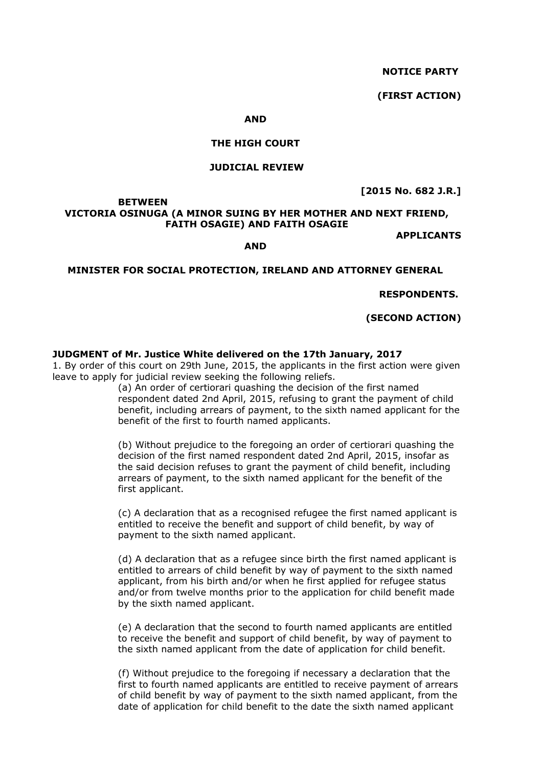**NOTICE PARTY**

**(FIRST ACTION)**

**AND**

**THE HIGH COURT**

**JUDICIAL REVIEW**

**[2015 No. 682 J.R.]**

**BETWEEN**

**VICTORIA OSINUGA (A MINOR SUING BY HER MOTHER AND NEXT FRIEND, FAITH OSAGIE) AND FAITH OSAGIE**

**APPLICANTS**

**AND**

**MINISTER FOR SOCIAL PROTECTION, IRELAND AND ATTORNEY GENERAL**

**RESPONDENTS.**

**(SECOND ACTION)**

**JUDGMENT of Mr. Justice White delivered on the 17th January, 2017**

1. By order of this court on 29th June, 2015, the applicants in the first action were given leave to apply for judicial review seeking the following reliefs.

(a) An order of certiorari quashing the decision of the first named respondent dated 2nd April, 2015, refusing to grant the payment of child benefit, including arrears of payment, to the sixth named applicant for the benefit of the first to fourth named applicants.

(b) Without prejudice to the foregoing an order of certiorari quashing the decision of the first named respondent dated 2nd April, 2015, insofar as the said decision refuses to grant the payment of child benefit, including arrears of payment, to the sixth named applicant for the benefit of the first applicant.

(c) A declaration that as a recognised refugee the first named applicant is entitled to receive the benefit and support of child benefit, by way of payment to the sixth named applicant.

(d) A declaration that as a refugee since birth the first named applicant is entitled to arrears of child benefit by way of payment to the sixth named applicant, from his birth and/or when he first applied for refugee status and/or from twelve months prior to the application for child benefit made by the sixth named applicant.

(e) A declaration that the second to fourth named applicants are entitled to receive the benefit and support of child benefit, by way of payment to the sixth named applicant from the date of application for child benefit.

(f) Without prejudice to the foregoing if necessary a declaration that the first to fourth named applicants are entitled to receive payment of arrears of child benefit by way of payment to the sixth named applicant, from the date of application for child benefit to the date the sixth named applicant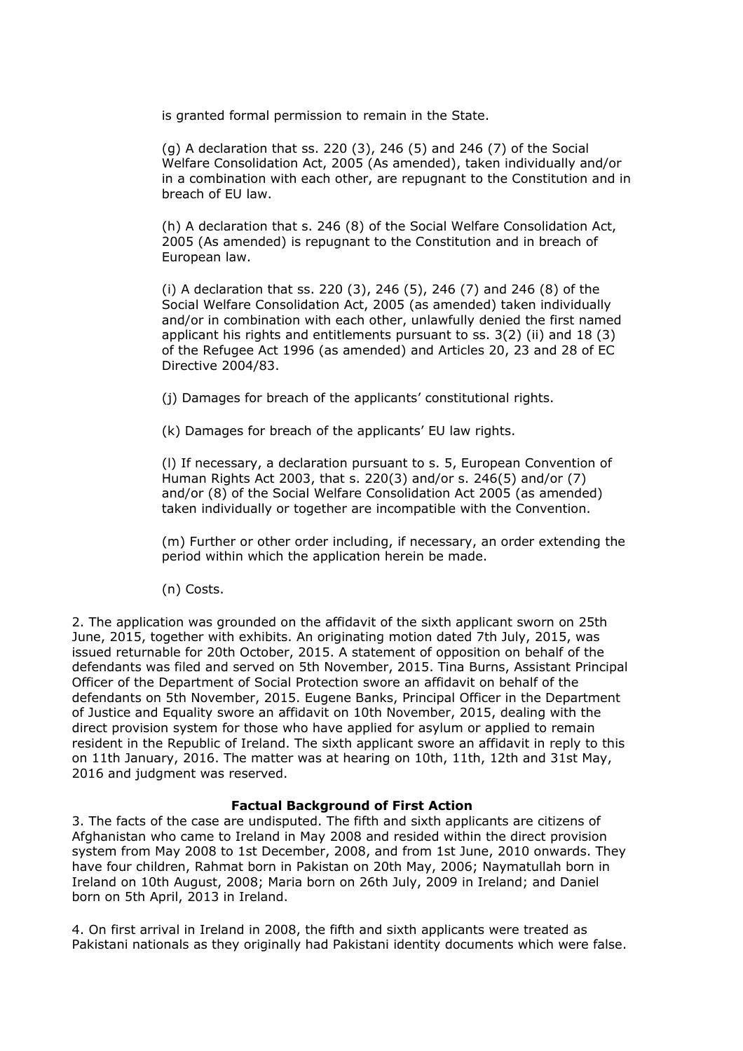is granted formal permission to remain in the State.

(g) A declaration that ss. 220 (3), 246 (5) and 246 (7) of the Social Welfare Consolidation Act, 2005 (As amended), taken individually and/or in a combination with each other, are repugnant to the Constitution and in breach of EU law.

(h) A declaration that s. 246 (8) of the Social Welfare Consolidation Act, 2005 (As amended) is repugnant to the Constitution and in breach of European law.

(i) A declaration that ss. 220 (3), 246 (5), 246 (7) and 246 (8) of the Social Welfare Consolidation Act, 2005 (as amended) taken individually and/or in combination with each other, unlawfully denied the first named applicant his rights and entitlements pursuant to ss. 3(2) (ii) and 18 (3) of the Refugee Act 1996 (as amended) and Articles 20, 23 and 28 of EC Directive 2004/83.

(j) Damages for breach of the applicants' constitutional rights.

(k) Damages for breach of the applicants' EU law rights.

(l) If necessary, a declaration pursuant to s. 5, European Convention of Human Rights Act 2003, that s. 220(3) and/or s. 246(5) and/or (7) and/or (8) of the Social Welfare Consolidation Act 2005 (as amended) taken individually or together are incompatible with the Convention.

(m) Further or other order including, if necessary, an order extending the period within which the application herein be made.

(n) Costs.

2. The application was grounded on the affidavit of the sixth applicant sworn on 25th June, 2015, together with exhibits. An originating motion dated 7th July, 2015, was issued returnable for 20th October, 2015. A statement of opposition on behalf of the defendants was filed and served on 5th November, 2015. Tina Burns, Assistant Principal Officer of the Department of Social Protection swore an affidavit on behalf of the defendants on 5th November, 2015. Eugene Banks, Principal Officer in the Department of Justice and Equality swore an affidavit on 10th November, 2015, dealing with the direct provision system for those who have applied for asylum or applied to remain resident in the Republic of Ireland. The sixth applicant swore an affidavit in reply to this on 11th January, 2016. The matter was at hearing on 10th, 11th, 12th and 31st May, 2016 and judgment was reserved.

**Factual Background of First Action**

3. The facts of the case are undisputed. The fifth and sixth applicants are citizens of Afghanistan who came to Ireland in May 2008 and resided within the direct provision system from May 2008 to 1st December, 2008, and from 1st June, 2010 onwards. They have four children, Rahmat born in Pakistan on 20th May, 2006; Naymatullah born in Ireland on 10th August, 2008; Maria born on 26th July, 2009 in Ireland; and Daniel born on 5th April, 2013 in Ireland.

4. On first arrival in Ireland in 2008, the fifth and sixth applicants were treated as Pakistani nationals as they originally had Pakistani identity documents which were false.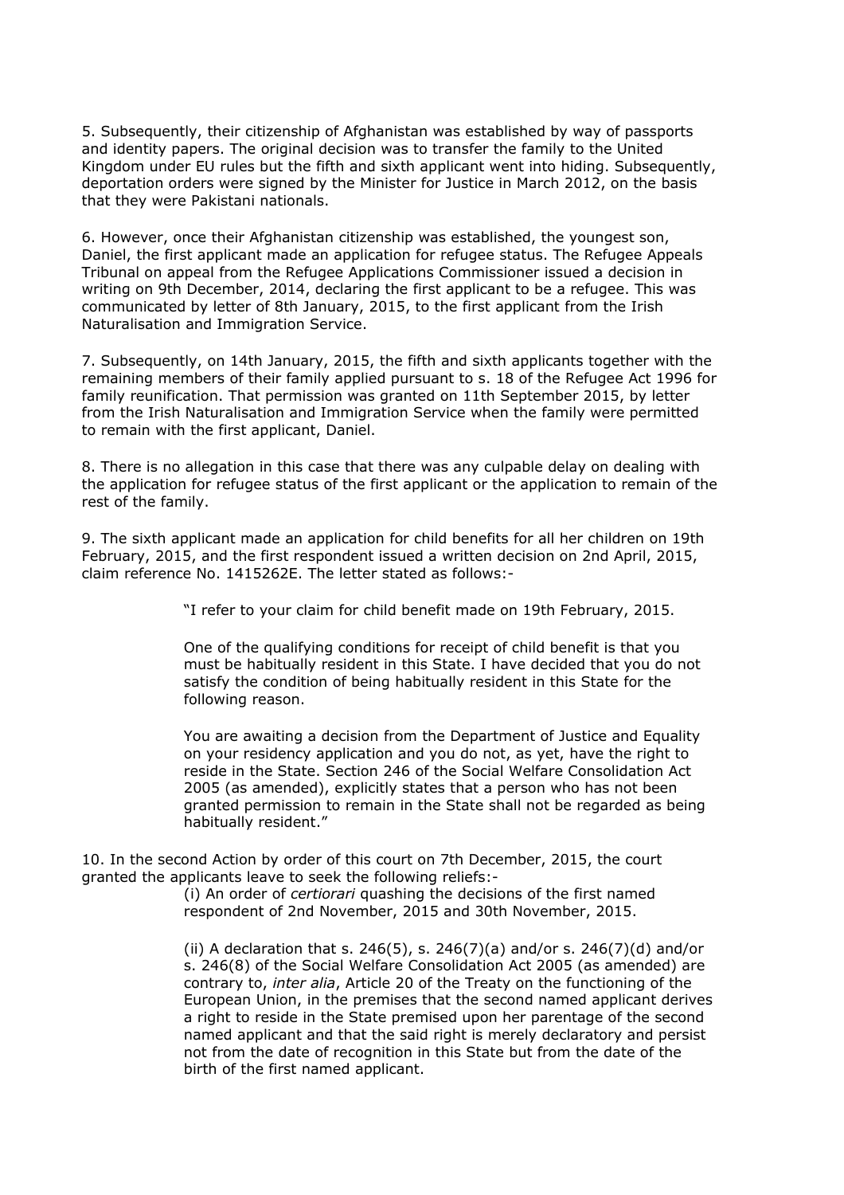5. Subsequently, their citizenship of Afghanistan was established by way of passports and identity papers. The original decision was to transfer the family to the United Kingdom under EU rules but the fifth and sixth applicant went into hiding. Subsequently, deportation orders were signed by the Minister for Justice in March 2012, on the basis that they were Pakistani nationals.

6. However, once their Afghanistan citizenship was established, the youngest son, Daniel, the first applicant made an application for refugee status. The Refugee Appeals Tribunal on appeal from the Refugee Applications Commissioner issued a decision in writing on 9th December, 2014, declaring the first applicant to be a refugee. This was communicated by letter of 8th January, 2015, to the first applicant from the Irish Naturalisation and Immigration Service.

7. Subsequently, on 14th January, 2015, the fifth and sixth applicants together with the remaining members of their family applied pursuant to s. 18 of the Refugee Act 1996 for family reunification. That permission was granted on 11th September 2015, by letter from the Irish Naturalisation and Immigration Service when the family were permitted to remain with the first applicant, Daniel.

8. There is no allegation in this case that there was any culpable delay on dealing with the application for refugee status of the first applicant or the application to remain of the rest of the family.

9. The sixth applicant made an application for child benefits for all her children on 19th February, 2015, and the first respondent issued a written decision on 2nd April, 2015, claim reference No. 1415262E. The letter stated as follows:-

> "I refer to your claim for child benefit made on 19th February, 2015.
>
> One of the qualifying conditions for receipt of child benefit is that you must be habitually resident in this State. I have decided that you do not satisfy the condition of being habitually resident in this State for the following reason.
>
> You are awaiting a decision from the Department of Justice and Equality on your residency application and you do not, as yet, have the right to reside in the State. Section 246 of the Social Welfare Consolidation Act 2005 (as amended), explicitly states that a person who has not been granted permission to remain in the State shall not be regarded as being habitually resident."

10. In the second Action by order of this court on 7th December, 2015, the court granted the applicants leave to seek the following reliefs:-

> (i) An order of *certiorari* quashing the decisions of the first named respondent of 2nd November, 2015 and 30th November, 2015.
>
> (ii) A declaration that s. 246(5), s. 246(7)(a) and/or s. 246(7)(d) and/or s. 246(8) of the Social Welfare Consolidation Act 2005 (as amended) are contrary to, *inter alia*, Article 20 of the Treaty on the functioning of the European Union, in the premises that the second named applicant derives a right to reside in the State premised upon her parentage of the second named applicant and that the said right is merely declaratory and persist not from the date of recognition in this State but from the date of the birth of the first named applicant.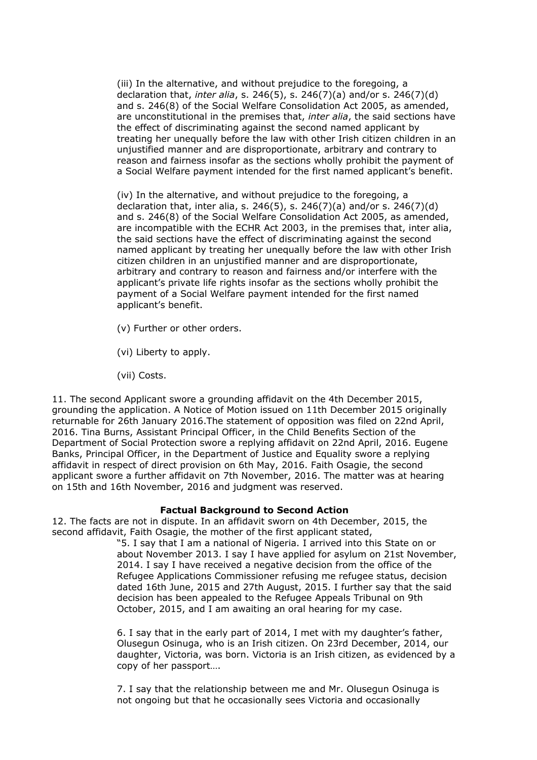(iii) In the alternative, and without prejudice to the foregoing, a declaration that, *inter alia*, s. 246(5), s. 246(7)(a) and/or s. 246(7)(d) and s. 246(8) of the Social Welfare Consolidation Act 2005, as amended, are unconstitutional in the premises that, *inter alia*, the said sections have the effect of discriminating against the second named applicant by treating her unequally before the law with other Irish citizen children in an unjustified manner and are disproportionate, arbitrary and contrary to reason and fairness insofar as the sections wholly prohibit the payment of a Social Welfare payment intended for the first named applicant's benefit.

(iv) In the alternative, and without prejudice to the foregoing, a declaration that, inter alia, s. 246(5), s. 246(7)(a) and/or s. 246(7)(d) and s. 246(8) of the Social Welfare Consolidation Act 2005, as amended, are incompatible with the ECHR Act 2003, in the premises that, inter alia, the said sections have the effect of discriminating against the second named applicant by treating her unequally before the law with other Irish citizen children in an unjustified manner and are disproportionate, arbitrary and contrary to reason and fairness and/or interfere with the applicant's private life rights insofar as the sections wholly prohibit the payment of a Social Welfare payment intended for the first named applicant's benefit.

(v) Further or other orders.

(vi) Liberty to apply.

(vii) Costs.

11. The second Applicant swore a grounding affidavit on the 4th December 2015, grounding the application. A Notice of Motion issued on 11th December 2015 originally returnable for 26th January 2016.The statement of opposition was filed on 22nd April, 2016. Tina Burns, Assistant Principal Officer, in the Child Benefits Section of the Department of Social Protection swore a replying affidavit on 22nd April, 2016. Eugene Banks, Principal Officer, in the Department of Justice and Equality swore a replying affidavit in respect of direct provision on 6th May, 2016. Faith Osagie, the second applicant swore a further affidavit on 7th November, 2016. The matter was at hearing on 15th and 16th November, 2016 and judgment was reserved.

**Factual Background to Second Action**

12. The facts are not in dispute. In an affidavit sworn on 4th December, 2015, the second affidavit, Faith Osagie, the mother of the first applicant stated,

> "5. I say that I am a national of Nigeria. I arrived into this State on or about November 2013. I say I have applied for asylum on 21st November, 2014. I say I have received a negative decision from the office of the Refugee Applications Commissioner refusing me refugee status, decision dated 16th June, 2015 and 27th August, 2015. I further say that the said decision has been appealed to the Refugee Appeals Tribunal on 9th October, 2015, and I am awaiting an oral hearing for my case.
>
> 6. I say that in the early part of 2014, I met with my daughter's father, Olusegun Osinuga, who is an Irish citizen. On 23rd December, 2014, our daughter, Victoria, was born. Victoria is an Irish citizen, as evidenced by a copy of her passport….
>
> 7. I say that the relationship between me and Mr. Olusegun Osinuga is not ongoing but that he occasionally sees Victoria and occasionally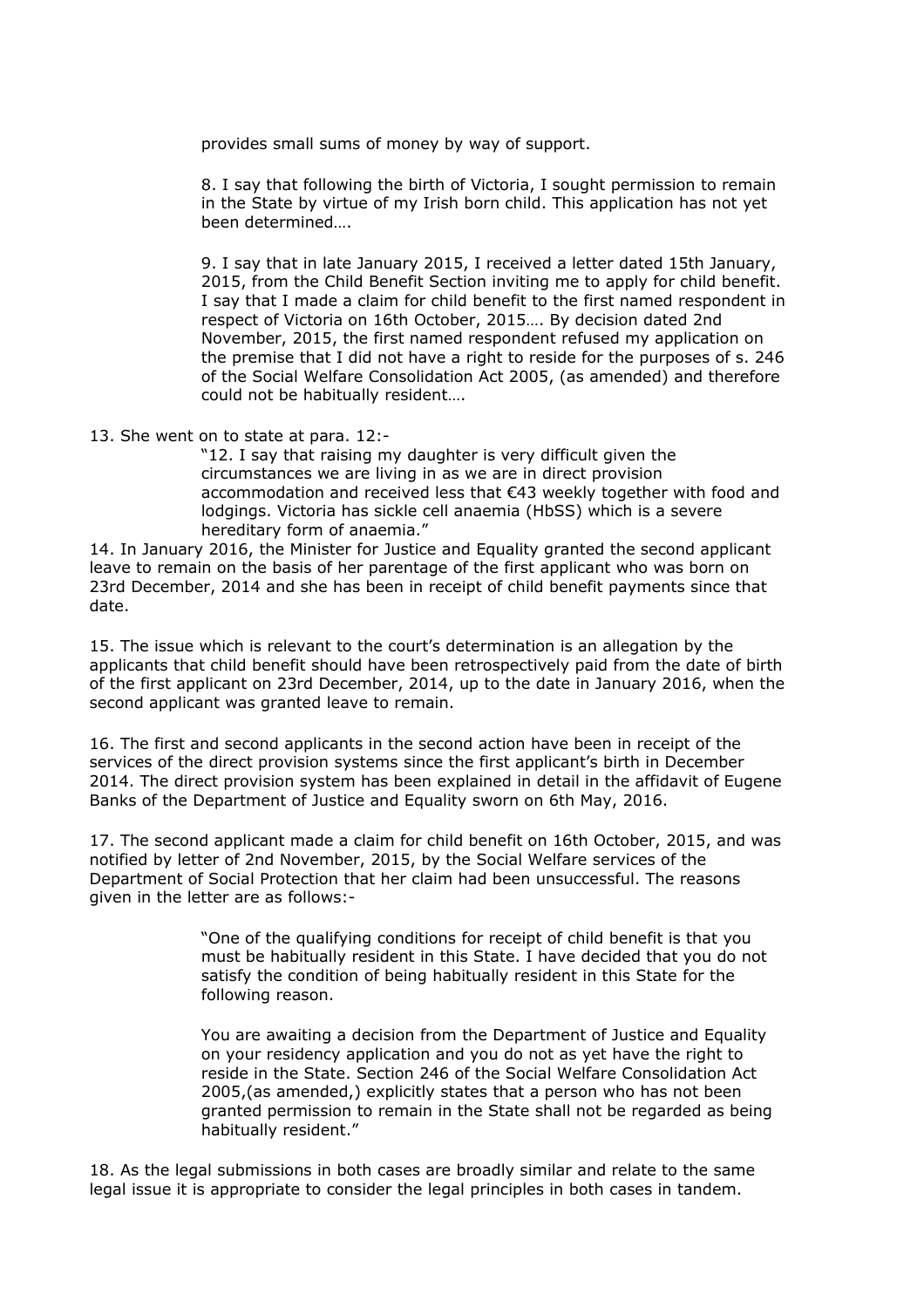> provides small sums of money by way of support.
>
> 8. I say that following the birth of Victoria, I sought permission to remain in the State by virtue of my Irish born child. This application has not yet been determined….
>
> 9. I say that in late January 2015, I received a letter dated 15th January, 2015, from the Child Benefit Section inviting me to apply for child benefit. I say that I made a claim for child benefit to the first named respondent in respect of Victoria on 16th October, 2015…. By decision dated 2nd November, 2015, the first named respondent refused my application on the premise that I did not have a right to reside for the purposes of s. 246 of the Social Welfare Consolidation Act 2005, (as amended) and therefore could not be habitually resident….

13. She went on to state at para. 12:-

> "12. I say that raising my daughter is very difficult given the circumstances we are living in as we are in direct provision accommodation and received less that €43 weekly together with food and lodgings. Victoria has sickle cell anaemia (HbSS) which is a severe hereditary form of anaemia."

14. In January 2016, the Minister for Justice and Equality granted the second applicant leave to remain on the basis of her parentage of the first applicant who was born on 23rd December, 2014 and she has been in receipt of child benefit payments since that date.

15. The issue which is relevant to the court's determination is an allegation by the applicants that child benefit should have been retrospectively paid from the date of birth of the first applicant on 23rd December, 2014, up to the date in January 2016, when the second applicant was granted leave to remain.

16. The first and second applicants in the second action have been in receipt of the services of the direct provision systems since the first applicant's birth in December 2014. The direct provision system has been explained in detail in the affidavit of Eugene Banks of the Department of Justice and Equality sworn on 6th May, 2016.

17. The second applicant made a claim for child benefit on 16th October, 2015, and was notified by letter of 2nd November, 2015, by the Social Welfare services of the Department of Social Protection that her claim had been unsuccessful. The reasons given in the letter are as follows:-

> "One of the qualifying conditions for receipt of child benefit is that you must be habitually resident in this State. I have decided that you do not satisfy the condition of being habitually resident in this State for the following reason.
>
> You are awaiting a decision from the Department of Justice and Equality on your residency application and you do not as yet have the right to reside in the State. Section 246 of the Social Welfare Consolidation Act 2005,(as amended,) explicitly states that a person who has not been granted permission to remain in the State shall not be regarded as being habitually resident."

18. As the legal submissions in both cases are broadly similar and relate to the same legal issue it is appropriate to consider the legal principles in both cases in tandem.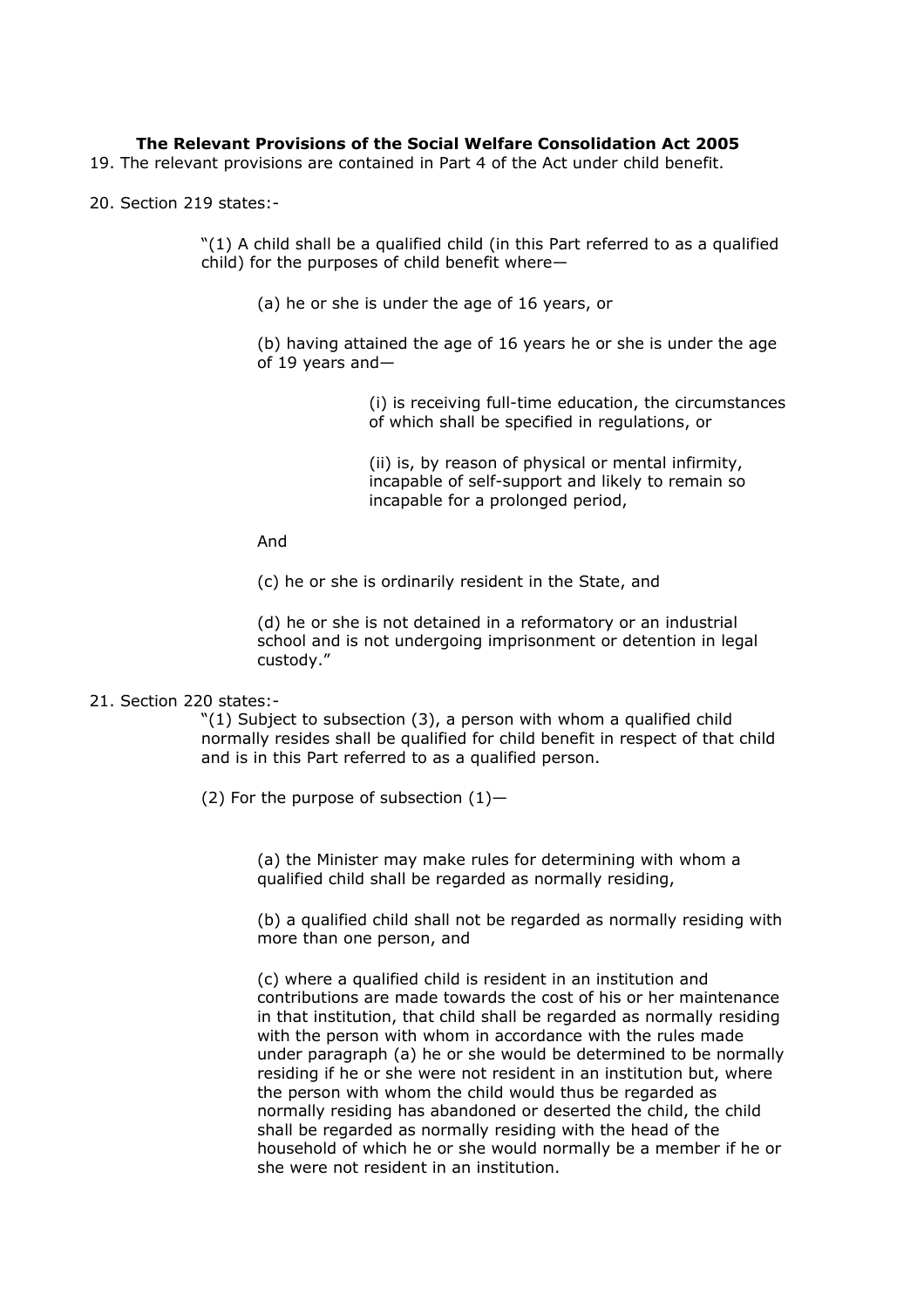**The Relevant Provisions of the Social Welfare Consolidation Act 2005**

19. The relevant provisions are contained in Part 4 of the Act under child benefit.

20. Section 219 states:-

> "(1) A child shall be a qualified child (in this Part referred to as a qualified child) for the purposes of child benefit where—
>
> > (a) he or she is under the age of 16 years, or
> >
> > (b) having attained the age of 16 years he or she is under the age of 19 years and—
> >
> > > (i) is receiving full-time education, the circumstances of which shall be specified in regulations, or
> > >
> > > (ii) is, by reason of physical or mental infirmity, incapable of self-support and likely to remain so incapable for a prolonged period,
> >
> > And
> >
> > (c) he or she is ordinarily resident in the State, and
> >
> > (d) he or she is not detained in a reformatory or an industrial school and is not undergoing imprisonment or detention in legal custody."

21. Section 220 states:-

> "(1) Subject to subsection (3), a person with whom a qualified child normally resides shall be qualified for child benefit in respect of that child and is in this Part referred to as a qualified person.
>
> (2) For the purpose of subsection (1)—
>
> > (a) the Minister may make rules for determining with whom a qualified child shall be regarded as normally residing,
> >
> > (b) a qualified child shall not be regarded as normally residing with more than one person, and
> >
> > (c) where a qualified child is resident in an institution and contributions are made towards the cost of his or her maintenance in that institution, that child shall be regarded as normally residing with the person with whom in accordance with the rules made under paragraph (a) he or she would be determined to be normally residing if he or she were not resident in an institution but, where the person with whom the child would thus be regarded as normally residing has abandoned or deserted the child, the child shall be regarded as normally residing with the head of the household of which he or she would normally be a member if he or she were not resident in an institution.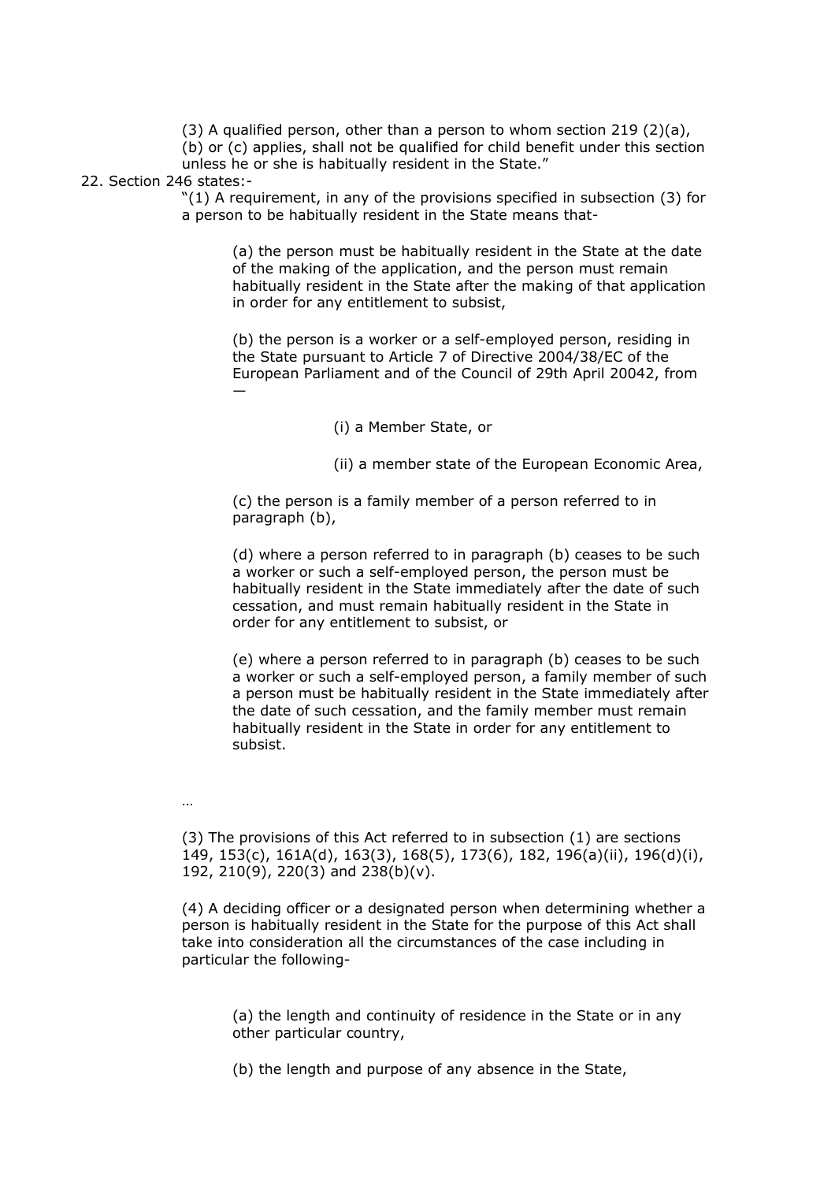(3) A qualified person, other than a person to whom section 219 (2)(a), (b) or (c) applies, shall not be qualified for child benefit under this section unless he or she is habitually resident in the State."

22. Section 246 states:-

> "(1) A requirement, in any of the provisions specified in subsection (3) for a person to be habitually resident in the State means that-
>
> > (a) the person must be habitually resident in the State at the date of the making of the application, and the person must remain habitually resident in the State after the making of that application in order for any entitlement to subsist,
> >
> > (b) the person is a worker or a self-employed person, residing in the State pursuant to Article 7 of Directive 2004/38/EC of the European Parliament and of the Council of 29th April 20042, from —
> >
> > > (i) a Member State, or
> > >
> > > (ii) a member state of the European Economic Area,
> >
> > (c) the person is a family member of a person referred to in paragraph (b),
> >
> > (d) where a person referred to in paragraph (b) ceases to be such a worker or such a self-employed person, the person must be habitually resident in the State immediately after the date of such cessation, and must remain habitually resident in the State in order for any entitlement to subsist, or
> >
> > (e) where a person referred to in paragraph (b) ceases to be such a worker or such a self-employed person, a family member of such a person must be habitually resident in the State immediately after the date of such cessation, and the family member must remain habitually resident in the State in order for any entitlement to subsist.
>
> …
>
> (3) The provisions of this Act referred to in subsection (1) are sections 149, 153(c), 161A(d), 163(3), 168(5), 173(6), 182, 196(a)(ii), 196(d)(i), 192, 210(9), 220(3) and 238(b)(v).
>
> (4) A deciding officer or a designated person when determining whether a person is habitually resident in the State for the purpose of this Act shall take into consideration all the circumstances of the case including in particular the following-
>
> > (a) the length and continuity of residence in the State or in any other particular country,
> >
> > (b) the length and purpose of any absence in the State,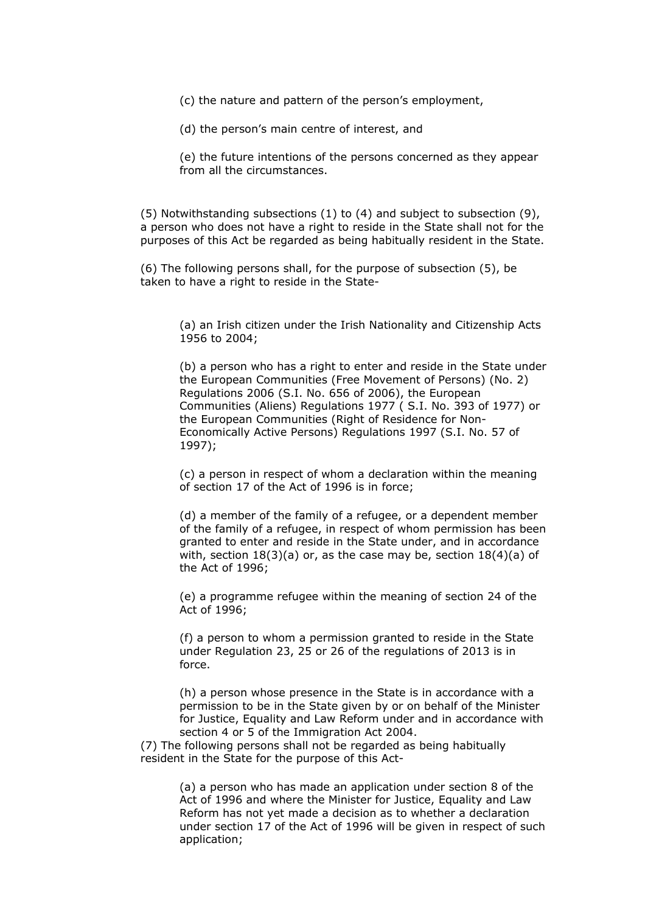(c) the nature and pattern of the person's employment,

(d) the person's main centre of interest, and

(e) the future intentions of the persons concerned as they appear from all the circumstances.

(5) Notwithstanding subsections (1) to (4) and subject to subsection (9), a person who does not have a right to reside in the State shall not for the purposes of this Act be regarded as being habitually resident in the State.

(6) The following persons shall, for the purpose of subsection (5), be taken to have a right to reside in the State-

> (a) an Irish citizen under the Irish Nationality and Citizenship Acts 1956 to 2004;
>
> (b) a person who has a right to enter and reside in the State under the European Communities (Free Movement of Persons) (No. 2) Regulations 2006 (S.I. No. 656 of 2006), the European Communities (Aliens) Regulations 1977 ( S.I. No. 393 of 1977) or the European Communities (Right of Residence for Non-Economically Active Persons) Regulations 1997 (S.I. No. 57 of 1997);
>
> (c) a person in respect of whom a declaration within the meaning of section 17 of the Act of 1996 is in force;
>
> (d) a member of the family of a refugee, or a dependent member of the family of a refugee, in respect of whom permission has been granted to enter and reside in the State under, and in accordance with, section 18(3)(a) or, as the case may be, section 18(4)(a) of the Act of 1996;
>
> (e) a programme refugee within the meaning of section 24 of the Act of 1996;
>
> (f) a person to whom a permission granted to reside in the State under Regulation 23, 25 or 26 of the regulations of 2013 is in force.
>
> (h) a person whose presence in the State is in accordance with a permission to be in the State given by or on behalf of the Minister for Justice, Equality and Law Reform under and in accordance with section 4 or 5 of the Immigration Act 2004.

(7) The following persons shall not be regarded as being habitually resident in the State for the purpose of this Act-

> (a) a person who has made an application under section 8 of the Act of 1996 and where the Minister for Justice, Equality and Law Reform has not yet made a decision as to whether a declaration under section 17 of the Act of 1996 will be given in respect of such application;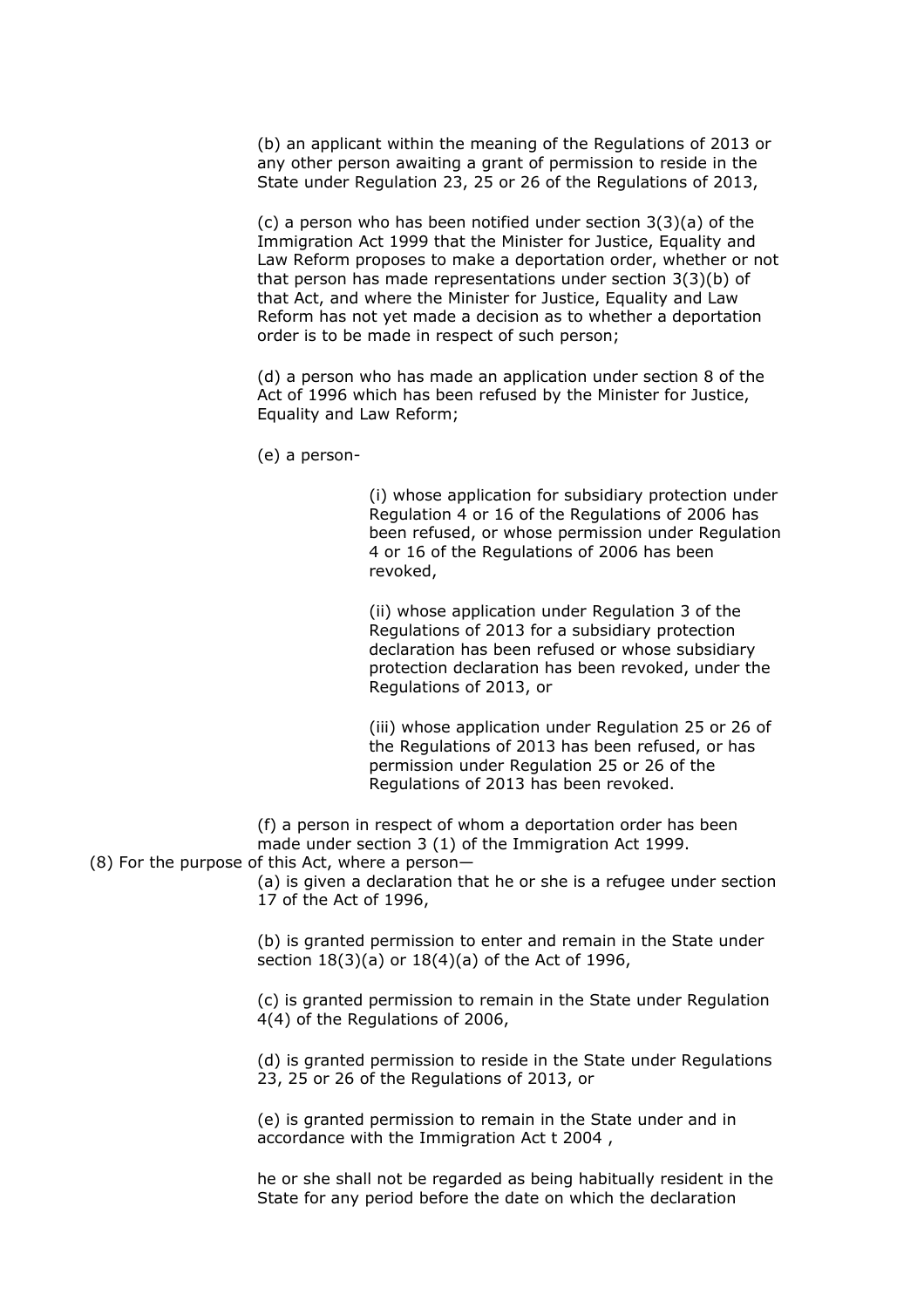(b) an applicant within the meaning of the Regulations of 2013 or any other person awaiting a grant of permission to reside in the State under Regulation 23, 25 or 26 of the Regulations of 2013,

(c) a person who has been notified under section 3(3)(a) of the Immigration Act 1999 that the Minister for Justice, Equality and Law Reform proposes to make a deportation order, whether or not that person has made representations under section 3(3)(b) of that Act, and where the Minister for Justice, Equality and Law Reform has not yet made a decision as to whether a deportation order is to be made in respect of such person;

(d) a person who has made an application under section 8 of the Act of 1996 which has been refused by the Minister for Justice, Equality and Law Reform;

(e) a person-

(i) whose application for subsidiary protection under Regulation 4 or 16 of the Regulations of 2006 has been refused, or whose permission under Regulation 4 or 16 of the Regulations of 2006 has been revoked,

(ii) whose application under Regulation 3 of the Regulations of 2013 for a subsidiary protection declaration has been refused or whose subsidiary protection declaration has been revoked, under the Regulations of 2013, or

(iii) whose application under Regulation 25 or 26 of the Regulations of 2013 has been refused, or has permission under Regulation 25 or 26 of the Regulations of 2013 has been revoked.

(f) a person in respect of whom a deportation order has been made under section 3 (1) of the Immigration Act 1999.

(8) For the purpose of this Act, where a person—

(a) is given a declaration that he or she is a refugee under section 17 of the Act of 1996,

(b) is granted permission to enter and remain in the State under section 18(3)(a) or 18(4)(a) of the Act of 1996,

(c) is granted permission to remain in the State under Regulation 4(4) of the Regulations of 2006,

(d) is granted permission to reside in the State under Regulations 23, 25 or 26 of the Regulations of 2013, or

(e) is granted permission to remain in the State under and in accordance with the Immigration Act t 2004 ,

he or she shall not be regarded as being habitually resident in the State for any period before the date on which the declaration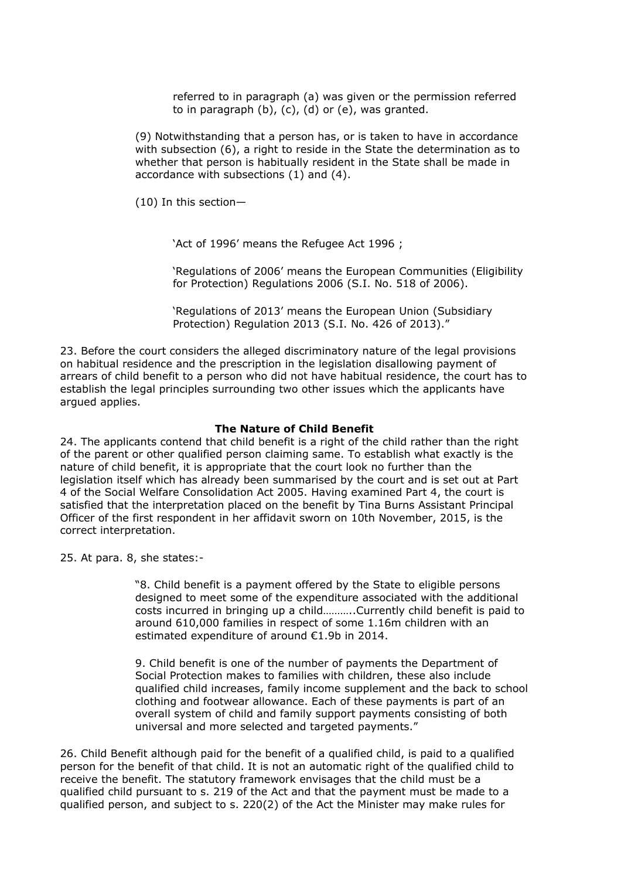> > referred to in paragraph (a) was given or the permission referred to in paragraph (b), (c), (d) or (e), was granted.
>
> (9) Notwithstanding that a person has, or is taken to have in accordance with subsection (6), a right to reside in the State the determination as to whether that person is habitually resident in the State shall be made in accordance with subsections (1) and (4).
>
> (10) In this section—
>
> > 'Act of 1996' means the Refugee Act 1996 ;
> >
> > 'Regulations of 2006' means the European Communities (Eligibility for Protection) Regulations 2006 (S.I. No. 518 of 2006).
> >
> > 'Regulations of 2013' means the European Union (Subsidiary Protection) Regulation 2013 (S.I. No. 426 of 2013)."

23. Before the court considers the alleged discriminatory nature of the legal provisions on habitual residence and the prescription in the legislation disallowing payment of arrears of child benefit to a person who did not have habitual residence, the court has to establish the legal principles surrounding two other issues which the applicants have argued applies.

**The Nature of Child Benefit**

24. The applicants contend that child benefit is a right of the child rather than the right of the parent or other qualified person claiming same. To establish what exactly is the nature of child benefit, it is appropriate that the court look no further than the legislation itself which has already been summarised by the court and is set out at Part 4 of the Social Welfare Consolidation Act 2005. Having examined Part 4, the court is satisfied that the interpretation placed on the benefit by Tina Burns Assistant Principal Officer of the first respondent in her affidavit sworn on 10th November, 2015, is the correct interpretation.

25. At para. 8, she states:-

> "8. Child benefit is a payment offered by the State to eligible persons designed to meet some of the expenditure associated with the additional costs incurred in bringing up a child………..Currently child benefit is paid to around 610,000 families in respect of some 1.16m children with an estimated expenditure of around €1.9b in 2014.
>
> 9. Child benefit is one of the number of payments the Department of Social Protection makes to families with children, these also include qualified child increases, family income supplement and the back to school clothing and footwear allowance. Each of these payments is part of an overall system of child and family support payments consisting of both universal and more selected and targeted payments."

26. Child Benefit although paid for the benefit of a qualified child, is paid to a qualified person for the benefit of that child. It is not an automatic right of the qualified child to receive the benefit. The statutory framework envisages that the child must be a qualified child pursuant to s. 219 of the Act and that the payment must be made to a qualified person, and subject to s. 220(2) of the Act the Minister may make rules for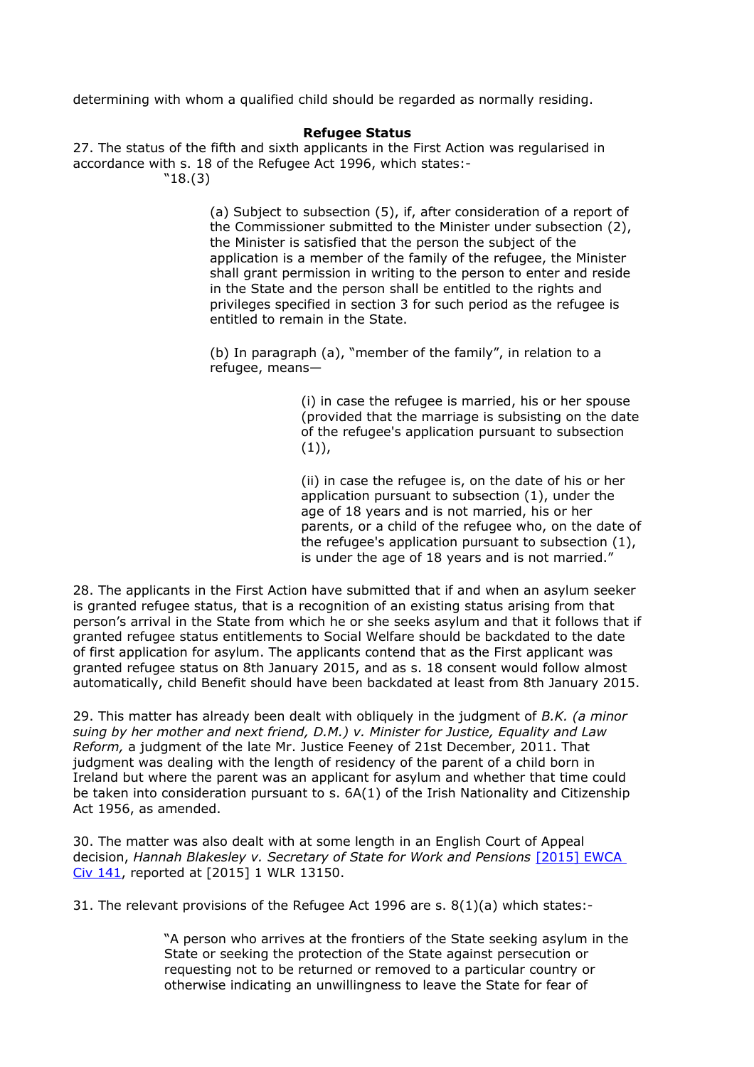determining with whom a qualified child should be regarded as normally residing.

**Refugee Status**

27. The status of the fifth and sixth applicants in the First Action was regularised in accordance with s. 18 of the Refugee Act 1996, which states:-

"18.(3)

> (a) Subject to subsection (5), if, after consideration of a report of the Commissioner submitted to the Minister under subsection (2), the Minister is satisfied that the person the subject of the application is a member of the family of the refugee, the Minister shall grant permission in writing to the person to enter and reside in the State and the person shall be entitled to the rights and privileges specified in section 3 for such period as the refugee is entitled to remain in the State.
>
> (b) In paragraph (a), "member of the family", in relation to a refugee, means—
>
> > (i) in case the refugee is married, his or her spouse (provided that the marriage is subsisting on the date of the refugee's application pursuant to subsection (1)),
> >
> > (ii) in case the refugee is, on the date of his or her application pursuant to subsection (1), under the age of 18 years and is not married, his or her parents, or a child of the refugee who, on the date of the refugee's application pursuant to subsection (1), is under the age of 18 years and is not married."

28. The applicants in the First Action have submitted that if and when an asylum seeker is granted refugee status, that is a recognition of an existing status arising from that person's arrival in the State from which he or she seeks asylum and that it follows that if granted refugee status entitlements to Social Welfare should be backdated to the date of first application for asylum. The applicants contend that as the First applicant was granted refugee status on 8th January 2015, and as s. 18 consent would follow almost automatically, child Benefit should have been backdated at least from 8th January 2015.

29. This matter has already been dealt with obliquely in the judgment of *B.K. (a minor suing by her mother and next friend, D.M.) v. Minister for Justice, Equality and Law Reform,* a judgment of the late Mr. Justice Feeney of 21st December, 2011. That judgment was dealing with the length of residency of the parent of a child born in Ireland but where the parent was an applicant for asylum and whether that time could be taken into consideration pursuant to s. 6A(1) of the Irish Nationality and Citizenship Act 1956, as amended.

30. The matter was also dealt with at some length in an English Court of Appeal decision, *Hannah Blakesley v. Secretary of State for Work and Pensions* [2015] EWCA Civ 141, reported at [2015] 1 WLR 13150.

31. The relevant provisions of the Refugee Act 1996 are s. 8(1)(a) which states:-

> "A person who arrives at the frontiers of the State seeking asylum in the State or seeking the protection of the State against persecution or requesting not to be returned or removed to a particular country or otherwise indicating an unwillingness to leave the State for fear of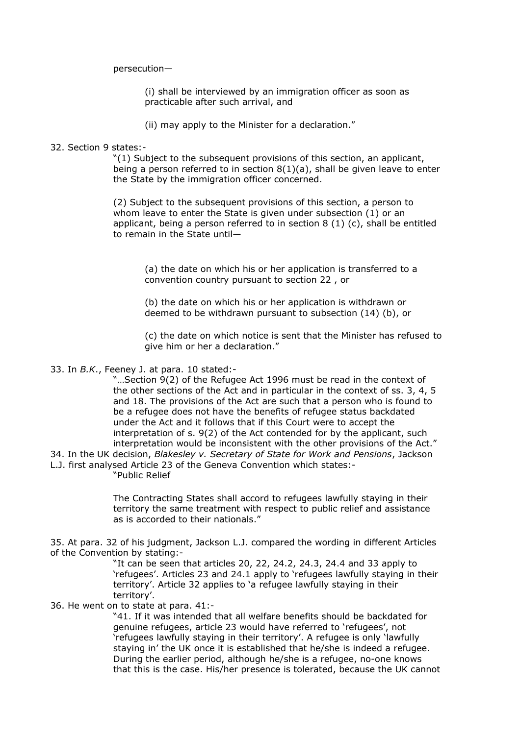persecution—

> (i) shall be interviewed by an immigration officer as soon as practicable after such arrival, and
>
> (ii) may apply to the Minister for a declaration."

32. Section 9 states:-

> "(1) Subject to the subsequent provisions of this section, an applicant, being a person referred to in section 8(1)(a), shall be given leave to enter the State by the immigration officer concerned.
>
> (2) Subject to the subsequent provisions of this section, a person to whom leave to enter the State is given under subsection (1) or an applicant, being a person referred to in section 8 (1) (c), shall be entitled to remain in the State until—
>
> > (a) the date on which his or her application is transferred to a convention country pursuant to section 22 , or
> >
> > (b) the date on which his or her application is withdrawn or deemed to be withdrawn pursuant to subsection (14) (b), or
> >
> > (c) the date on which notice is sent that the Minister has refused to give him or her a declaration."

33. In *B.K.*, Feeney J. at para. 10 stated:-

> "…Section 9(2) of the Refugee Act 1996 must be read in the context of the other sections of the Act and in particular in the context of ss. 3, 4, 5 and 18. The provisions of the Act are such that a person who is found to be a refugee does not have the benefits of refugee status backdated under the Act and it follows that if this Court were to accept the interpretation of s. 9(2) of the Act contended for by the applicant, such interpretation would be inconsistent with the other provisions of the Act."

34. In the UK decision, *Blakesley v. Secretary of State for Work and Pensions*, Jackson L.J. first analysed Article 23 of the Geneva Convention which states:-

> "Public Relief
>
> The Contracting States shall accord to refugees lawfully staying in their territory the same treatment with respect to public relief and assistance as is accorded to their nationals."

35. At para. 32 of his judgment, Jackson L.J. compared the wording in different Articles of the Convention by stating:-

> "It can be seen that articles 20, 22, 24.2, 24.3, 24.4 and 33 apply to 'refugees'. Articles 23 and 24.1 apply to 'refugees lawfully staying in their territory'. Article 32 applies to 'a refugee lawfully staying in their territory'.

36. He went on to state at para. 41:-

> "41. If it was intended that all welfare benefits should be backdated for genuine refugees, article 23 would have referred to 'refugees', not 'refugees lawfully staying in their territory'. A refugee is only 'lawfully staying in' the UK once it is established that he/she is indeed a refugee. During the earlier period, although he/she is a refugee, no-one knows that this is the case. His/her presence is tolerated, because the UK cannot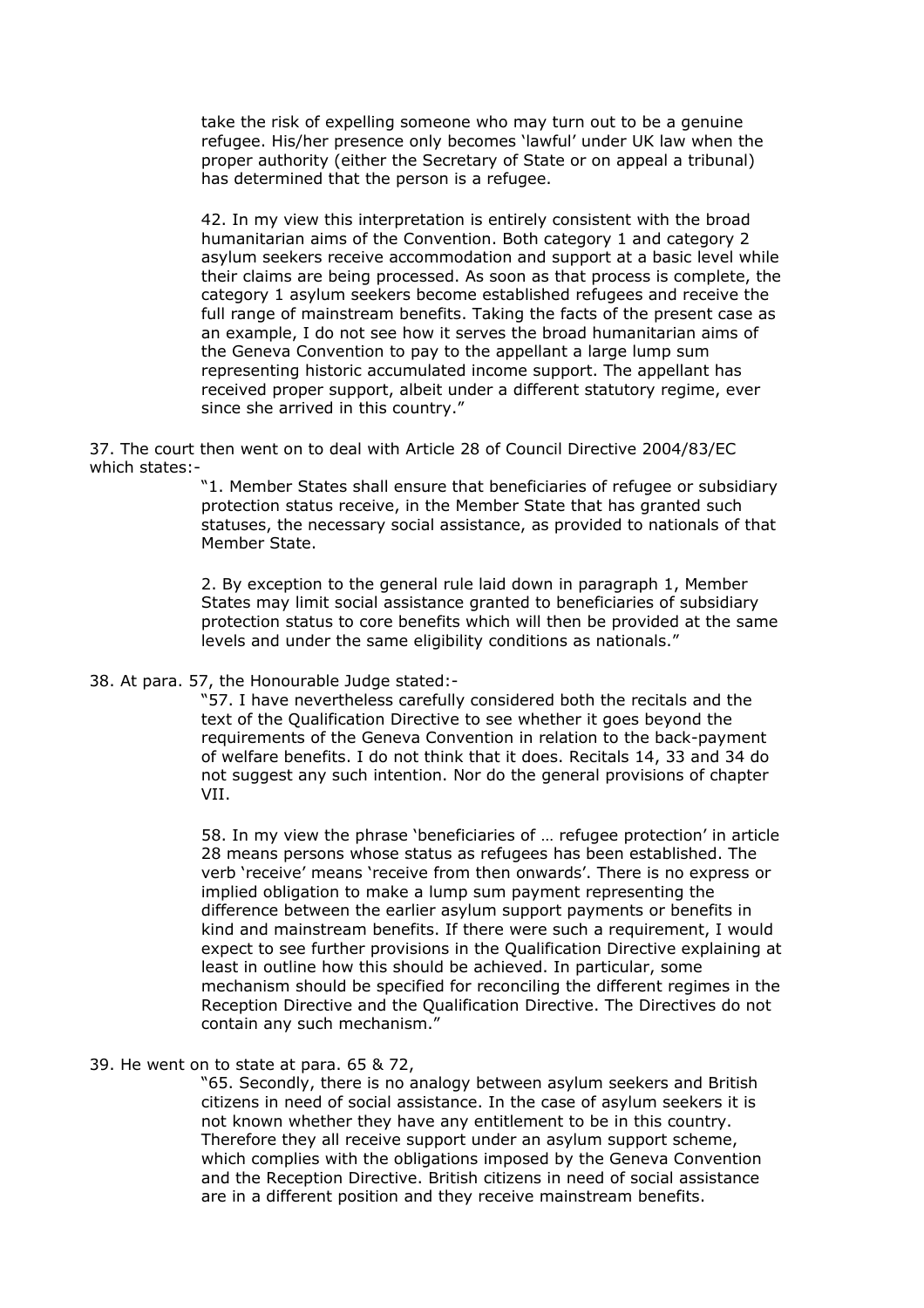> take the risk of expelling someone who may turn out to be a genuine refugee. His/her presence only becomes 'lawful' under UK law when the proper authority (either the Secretary of State or on appeal a tribunal) has determined that the person is a refugee.
>
> 42. In my view this interpretation is entirely consistent with the broad humanitarian aims of the Convention. Both category 1 and category 2 asylum seekers receive accommodation and support at a basic level while their claims are being processed. As soon as that process is complete, the category 1 asylum seekers become established refugees and receive the full range of mainstream benefits. Taking the facts of the present case as an example, I do not see how it serves the broad humanitarian aims of the Geneva Convention to pay to the appellant a large lump sum representing historic accumulated income support. The appellant has received proper support, albeit under a different statutory regime, ever since she arrived in this country."

37. The court then went on to deal with Article 28 of Council Directive 2004/83/EC which states:-

> "1. Member States shall ensure that beneficiaries of refugee or subsidiary protection status receive, in the Member State that has granted such statuses, the necessary social assistance, as provided to nationals of that Member State.
>
> 2. By exception to the general rule laid down in paragraph 1, Member States may limit social assistance granted to beneficiaries of subsidiary protection status to core benefits which will then be provided at the same levels and under the same eligibility conditions as nationals."

38. At para. 57, the Honourable Judge stated:-

> "57. I have nevertheless carefully considered both the recitals and the text of the Qualification Directive to see whether it goes beyond the requirements of the Geneva Convention in relation to the back-payment of welfare benefits. I do not think that it does. Recitals 14, 33 and 34 do not suggest any such intention. Nor do the general provisions of chapter VII.
>
> 58. In my view the phrase 'beneficiaries of … refugee protection' in article 28 means persons whose status as refugees has been established. The verb 'receive' means 'receive from then onwards'. There is no express or implied obligation to make a lump sum payment representing the difference between the earlier asylum support payments or benefits in kind and mainstream benefits. If there were such a requirement, I would expect to see further provisions in the Qualification Directive explaining at least in outline how this should be achieved. In particular, some mechanism should be specified for reconciling the different regimes in the Reception Directive and the Qualification Directive. The Directives do not contain any such mechanism."

39. He went on to state at para. 65 & 72,

> "65. Secondly, there is no analogy between asylum seekers and British citizens in need of social assistance. In the case of asylum seekers it is not known whether they have any entitlement to be in this country. Therefore they all receive support under an asylum support scheme, which complies with the obligations imposed by the Geneva Convention and the Reception Directive. British citizens in need of social assistance are in a different position and they receive mainstream benefits.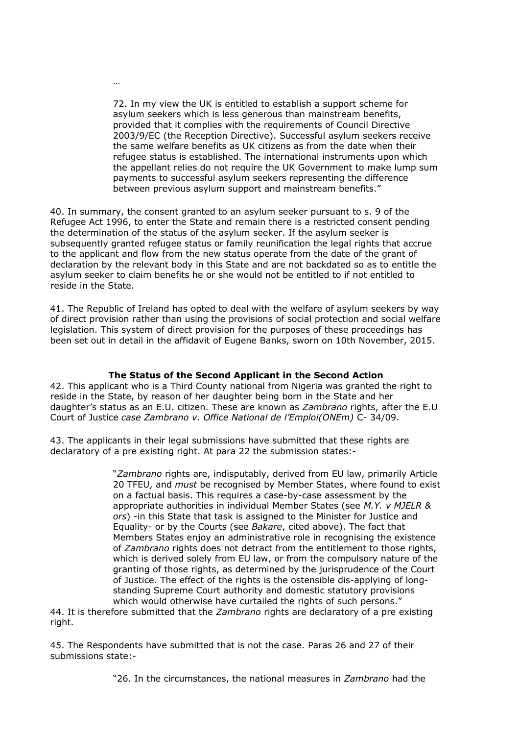…

> 72. In my view the UK is entitled to establish a support scheme for asylum seekers which is less generous than mainstream benefits, provided that it complies with the requirements of Council Directive 2003/9/EC (the Reception Directive). Successful asylum seekers receive the same welfare benefits as UK citizens as from the date when their refugee status is established. The international instruments upon which the appellant relies do not require the UK Government to make lump sum payments to successful asylum seekers representing the difference between previous asylum support and mainstream benefits."

40. In summary, the consent granted to an asylum seeker pursuant to s. 9 of the Refugee Act 1996, to enter the State and remain there is a restricted consent pending the determination of the status of the asylum seeker. If the asylum seeker is subsequently granted refugee status or family reunification the legal rights that accrue to the applicant and flow from the new status operate from the date of the grant of declaration by the relevant body in this State and are not backdated so as to entitle the asylum seeker to claim benefits he or she would not be entitled to if not entitled to reside in the State.

41. The Republic of Ireland has opted to deal with the welfare of asylum seekers by way of direct provision rather than using the provisions of social protection and social welfare legislation. This system of direct provision for the purposes of these proceedings has been set out in detail in the affidavit of Eugene Banks, sworn on 10th November, 2015.

### The Status of the Second Applicant in the Second Action

42. This applicant who is a Third County national from Nigeria was granted the right to reside in the State, by reason of her daughter being born in the State and her daughter's status as an E.U. citizen. These are known as *Zambrano* rights, after the E.U Court of Justice *case Zambrano v. Office National de l'Emploi(ONEm)* C- 34/09.

43. The applicants in their legal submissions have submitted that these rights are declaratory of a pre existing right. At para 22 the submission states:-

> "*Zambrano* rights are, indisputably, derived from EU law, primarily Article 20 TFEU, and *must* be recognised by Member States, where found to exist on a factual basis. This requires a case-by-case assessment by the appropriate authorities in individual Member States (see *M.Y. v MJELR & ors*) -in this State that task is assigned to the Minister for Justice and Equality- or by the Courts (see *Bakare*, cited above). The fact that Members States enjoy an administrative role in recognising the existence of *Zambrano* rights does not detract from the entitlement to those rights, which is derived solely from EU law, or from the compulsory nature of the granting of those rights, as determined by the jurisprudence of the Court of Justice. The effect of the rights is the ostensible dis-applying of long-standing Supreme Court authority and domestic statutory provisions which would otherwise have curtailed the rights of such persons."

44. It is therefore submitted that the *Zambrano* rights are declaratory of a pre existing right.

45. The Respondents have submitted that is not the case. Paras 26 and 27 of their submissions state:-

> "26. In the circumstances, the national measures in *Zambrano* had the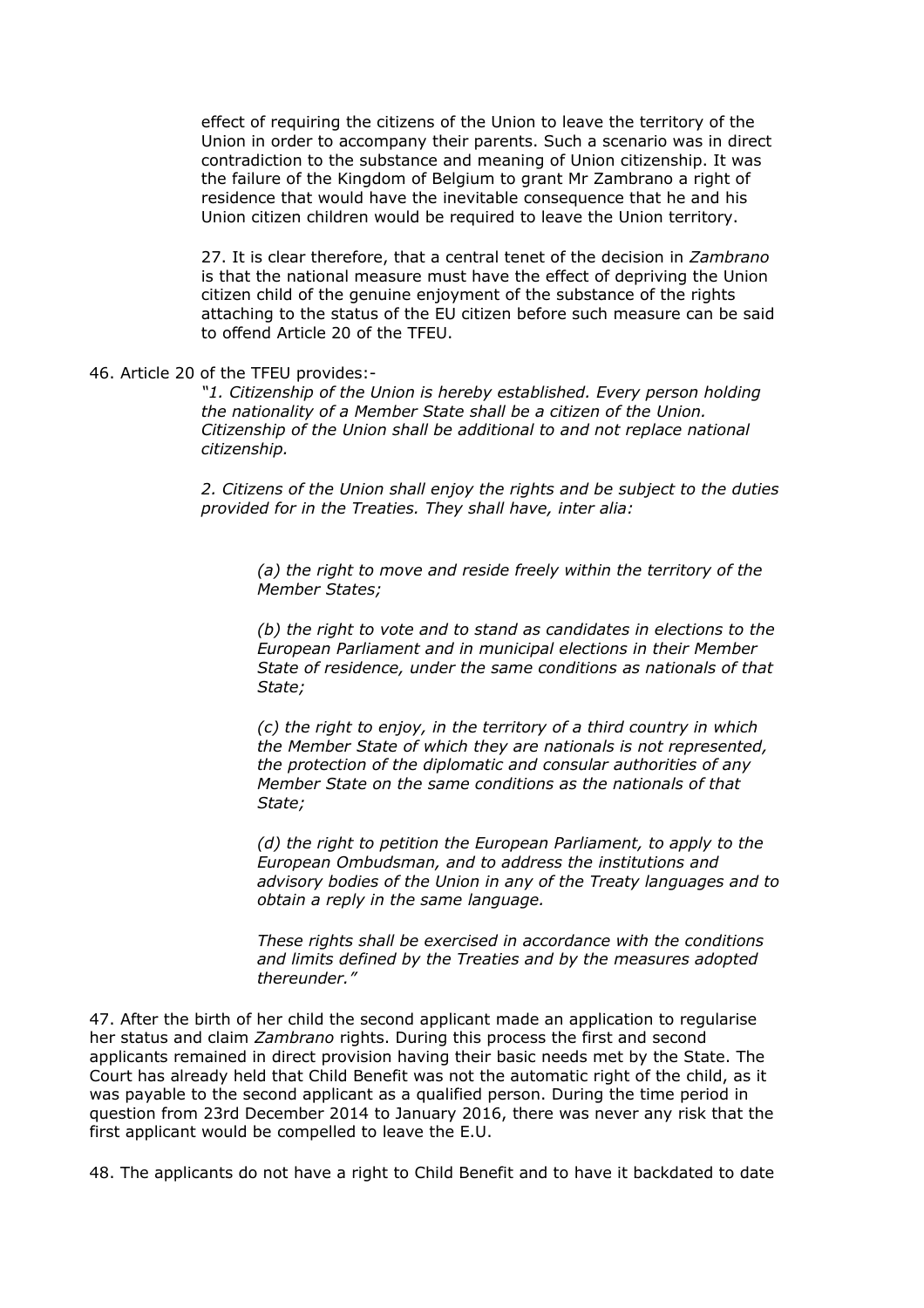effect of requiring the citizens of the Union to leave the territory of the Union in order to accompany their parents. Such a scenario was in direct contradiction to the substance and meaning of Union citizenship. It was the failure of the Kingdom of Belgium to grant Mr Zambrano a right of residence that would have the inevitable consequence that he and his Union citizen children would be required to leave the Union territory.

> 27. It is clear therefore, that a central tenet of the decision in *Zambrano* is that the national measure must have the effect of depriving the Union citizen child of the genuine enjoyment of the substance of the rights attaching to the status of the EU citizen before such measure can be said to offend Article 20 of the TFEU.

46. Article 20 of the TFEU provides:-

> *"1. Citizenship of the Union is hereby established. Every person holding the nationality of a Member State shall be a citizen of the Union. Citizenship of the Union shall be additional to and not replace national citizenship.*
>
> *2. Citizens of the Union shall enjoy the rights and be subject to the duties provided for in the Treaties. They shall have, inter alia:*
>
> > *(a) the right to move and reside freely within the territory of the Member States;*
> >
> > *(b) the right to vote and to stand as candidates in elections to the European Parliament and in municipal elections in their Member State of residence, under the same conditions as nationals of that State;*
> >
> > *(c) the right to enjoy, in the territory of a third country in which the Member State of which they are nationals is not represented, the protection of the diplomatic and consular authorities of any Member State on the same conditions as the nationals of that State;*
> >
> > *(d) the right to petition the European Parliament, to apply to the European Ombudsman, and to address the institutions and advisory bodies of the Union in any of the Treaty languages and to obtain a reply in the same language.*
> >
> > *These rights shall be exercised in accordance with the conditions and limits defined by the Treaties and by the measures adopted thereunder."*

47. After the birth of her child the second applicant made an application to regularise her status and claim *Zambrano* rights. During this process the first and second applicants remained in direct provision having their basic needs met by the State. The Court has already held that Child Benefit was not the automatic right of the child, as it was payable to the second applicant as a qualified person. During the time period in question from 23rd December 2014 to January 2016, there was never any risk that the first applicant would be compelled to leave the E.U.

48. The applicants do not have a right to Child Benefit and to have it backdated to date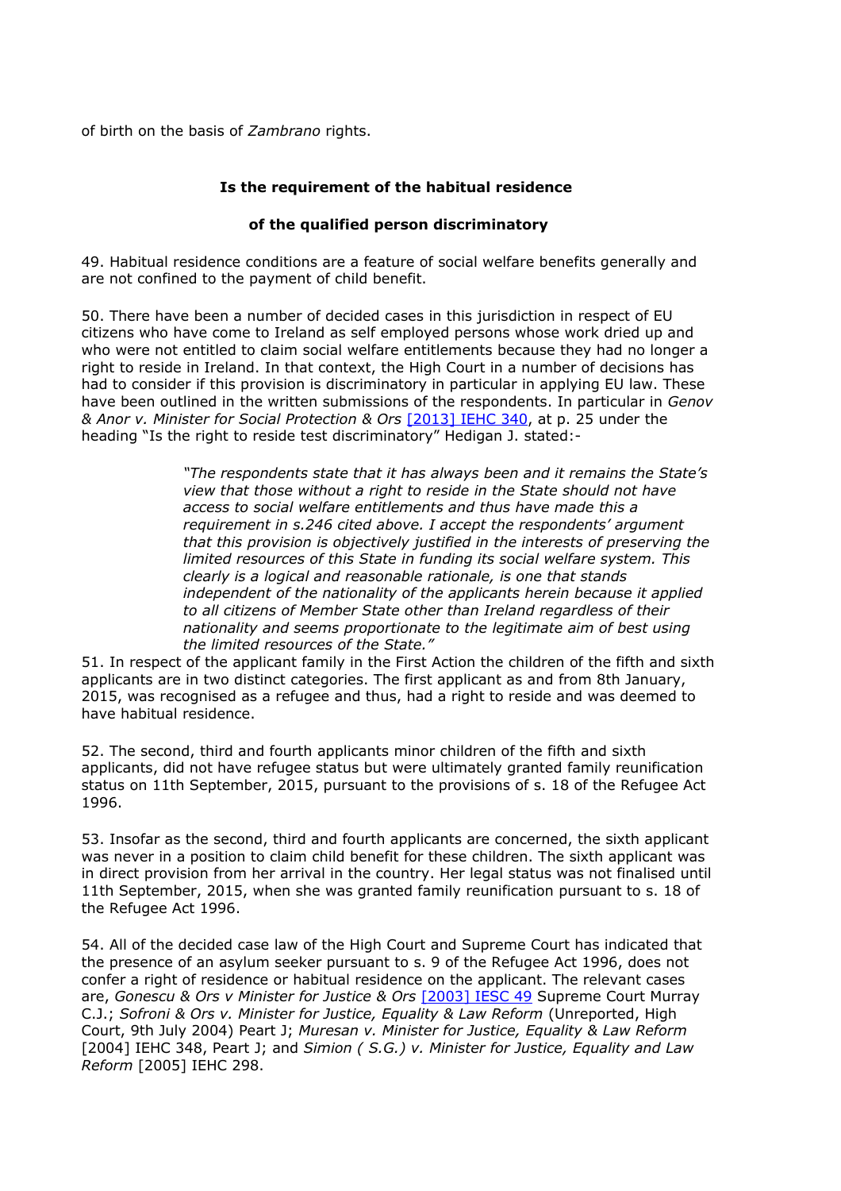of birth on the basis of *Zambrano* rights.

**Is the requirement of the habitual residence**

**of the qualified person discriminatory**

49. Habitual residence conditions are a feature of social welfare benefits generally and are not confined to the payment of child benefit.

50. There have been a number of decided cases in this jurisdiction in respect of EU citizens who have come to Ireland as self employed persons whose work dried up and who were not entitled to claim social welfare entitlements because they had no longer a right to reside in Ireland. In that context, the High Court in a number of decisions has had to consider if this provision is discriminatory in particular in applying EU law. These have been outlined in the written submissions of the respondents. In particular in *Genov & Anor v. Minister for Social Protection & Ors* [2013] IEHC 340, at p. 25 under the heading "Is the right to reside test discriminatory" Hedigan J. stated:-

> *"The respondents state that it has always been and it remains the State's view that those without a right to reside in the State should not have access to social welfare entitlements and thus have made this a requirement in s.246 cited above. I accept the respondents' argument that this provision is objectively justified in the interests of preserving the limited resources of this State in funding its social welfare system. This clearly is a logical and reasonable rationale, is one that stands independent of the nationality of the applicants herein because it applied to all citizens of Member State other than Ireland regardless of their nationality and seems proportionate to the legitimate aim of best using the limited resources of the State."*

51. In respect of the applicant family in the First Action the children of the fifth and sixth applicants are in two distinct categories. The first applicant as and from 8th January, 2015, was recognised as a refugee and thus, had a right to reside and was deemed to have habitual residence.

52. The second, third and fourth applicants minor children of the fifth and sixth applicants, did not have refugee status but were ultimately granted family reunification status on 11th September, 2015, pursuant to the provisions of s. 18 of the Refugee Act 1996.

53. Insofar as the second, third and fourth applicants are concerned, the sixth applicant was never in a position to claim child benefit for these children. The sixth applicant was in direct provision from her arrival in the country. Her legal status was not finalised until 11th September, 2015, when she was granted family reunification pursuant to s. 18 of the Refugee Act 1996.

54. All of the decided case law of the High Court and Supreme Court has indicated that the presence of an asylum seeker pursuant to s. 9 of the Refugee Act 1996, does not confer a right of residence or habitual residence on the applicant. The relevant cases are, *Gonescu & Ors v Minister for Justice & Ors* [2003] IESC 49 Supreme Court Murray C.J.; *Sofroni & Ors v. Minister for Justice, Equality & Law Reform* (Unreported, High Court, 9th July 2004) Peart J; *Muresan v. Minister for Justice, Equality & Law Reform* [2004] IEHC 348, Peart J; and *Simion ( S.G.) v. Minister for Justice, Equality and Law Reform* [2005] IEHC 298.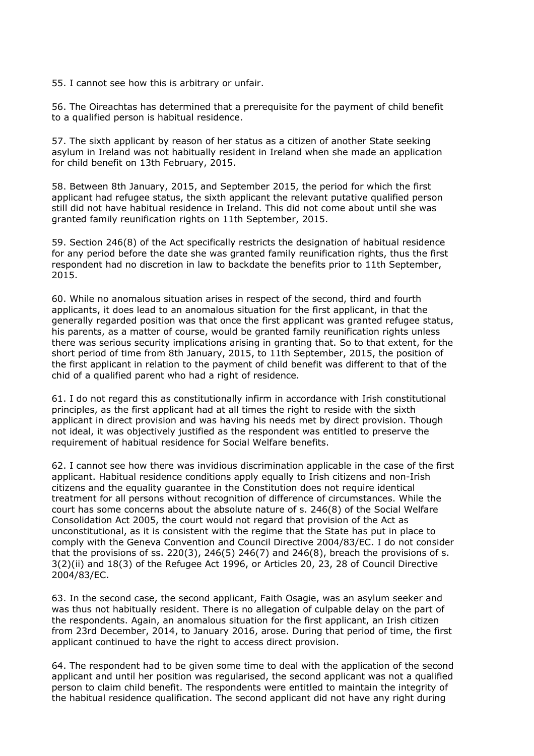55. I cannot see how this is arbitrary or unfair.

56. The Oireachtas has determined that a prerequisite for the payment of child benefit to a qualified person is habitual residence.

57. The sixth applicant by reason of her status as a citizen of another State seeking asylum in Ireland was not habitually resident in Ireland when she made an application for child benefit on 13th February, 2015.

58. Between 8th January, 2015, and September 2015, the period for which the first applicant had refugee status, the sixth applicant the relevant putative qualified person still did not have habitual residence in Ireland. This did not come about until she was granted family reunification rights on 11th September, 2015.

59. Section 246(8) of the Act specifically restricts the designation of habitual residence for any period before the date she was granted family reunification rights, thus the first respondent had no discretion in law to backdate the benefits prior to 11th September, 2015.

60. While no anomalous situation arises in respect of the second, third and fourth applicants, it does lead to an anomalous situation for the first applicant, in that the generally regarded position was that once the first applicant was granted refugee status, his parents, as a matter of course, would be granted family reunification rights unless there was serious security implications arising in granting that. So to that extent, for the short period of time from 8th January, 2015, to 11th September, 2015, the position of the first applicant in relation to the payment of child benefit was different to that of the chid of a qualified parent who had a right of residence.

61. I do not regard this as constitutionally infirm in accordance with Irish constitutional principles, as the first applicant had at all times the right to reside with the sixth applicant in direct provision and was having his needs met by direct provision. Though not ideal, it was objectively justified as the respondent was entitled to preserve the requirement of habitual residence for Social Welfare benefits.

62. I cannot see how there was invidious discrimination applicable in the case of the first applicant. Habitual residence conditions apply equally to Irish citizens and non-Irish citizens and the equality guarantee in the Constitution does not require identical treatment for all persons without recognition of difference of circumstances. While the court has some concerns about the absolute nature of s. 246(8) of the Social Welfare Consolidation Act 2005, the court would not regard that provision of the Act as unconstitutional, as it is consistent with the regime that the State has put in place to comply with the Geneva Convention and Council Directive 2004/83/EC. I do not consider that the provisions of ss. 220(3), 246(5) 246(7) and 246(8), breach the provisions of s. 3(2)(ii) and 18(3) of the Refugee Act 1996, or Articles 20, 23, 28 of Council Directive 2004/83/EC.

63. In the second case, the second applicant, Faith Osagie, was an asylum seeker and was thus not habitually resident. There is no allegation of culpable delay on the part of the respondents. Again, an anomalous situation for the first applicant, an Irish citizen from 23rd December, 2014, to January 2016, arose. During that period of time, the first applicant continued to have the right to access direct provision.

64. The respondent had to be given some time to deal with the application of the second applicant and until her position was regularised, the second applicant was not a qualified person to claim child benefit. The respondents were entitled to maintain the integrity of the habitual residence qualification. The second applicant did not have any right during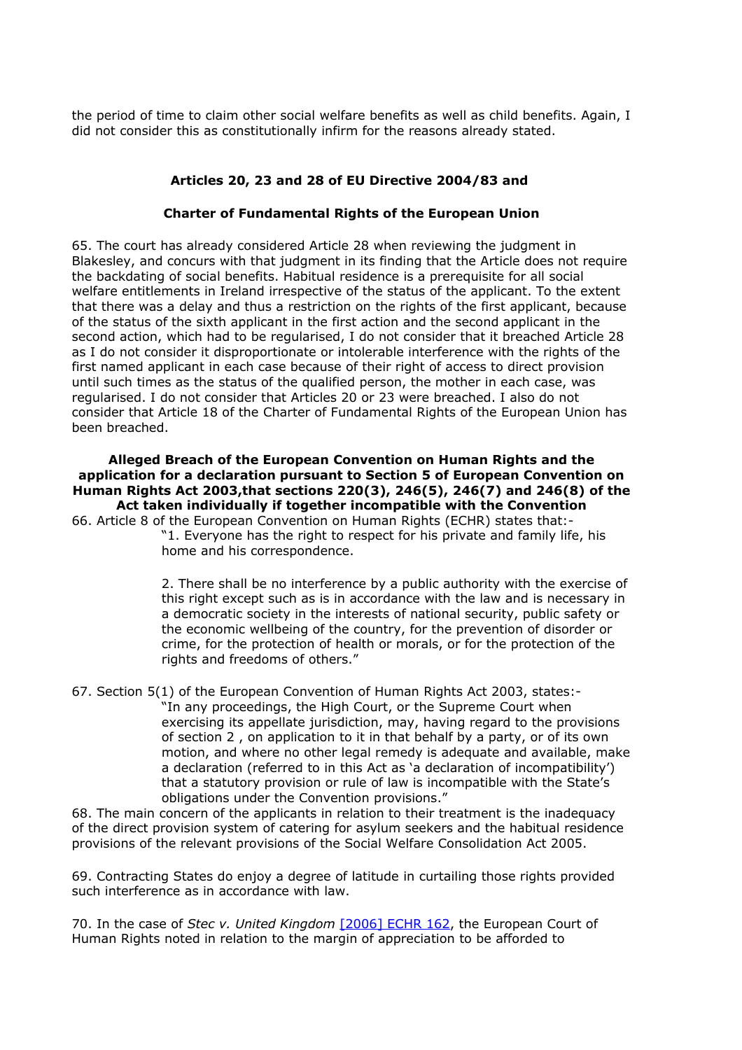the period of time to claim other social welfare benefits as well as child benefits. Again, I did not consider this as constitutionally infirm for the reasons already stated.

**Articles 20, 23 and 28 of EU Directive 2004/83 and**

**Charter of Fundamental Rights of the European Union**

65. The court has already considered Article 28 when reviewing the judgment in Blakesley, and concurs with that judgment in its finding that the Article does not require the backdating of social benefits. Habitual residence is a prerequisite for all social welfare entitlements in Ireland irrespective of the status of the applicant. To the extent that there was a delay and thus a restriction on the rights of the first applicant, because of the status of the sixth applicant in the first action and the second applicant in the second action, which had to be regularised, I do not consider that it breached Article 28 as I do not consider it disproportionate or intolerable interference with the rights of the first named applicant in each case because of their right of access to direct provision until such times as the status of the qualified person, the mother in each case, was regularised. I do not consider that Articles 20 or 23 were breached. I also do not consider that Article 18 of the Charter of Fundamental Rights of the European Union has been breached.

**Alleged Breach of the European Convention on Human Rights and the application for a declaration pursuant to Section 5 of European Convention on Human Rights Act 2003,that sections 220(3), 246(5), 246(7) and 246(8) of the Act taken individually if together incompatible with the Convention**

66. Article 8 of the European Convention on Human Rights (ECHR) states that:-

> "1. Everyone has the right to respect for his private and family life, his home and his correspondence.
>
> 2. There shall be no interference by a public authority with the exercise of this right except such as is in accordance with the law and is necessary in a democratic society in the interests of national security, public safety or the economic wellbeing of the country, for the prevention of disorder or crime, for the protection of health or morals, or for the protection of the rights and freedoms of others."

67. Section 5(1) of the European Convention of Human Rights Act 2003, states:-

> "In any proceedings, the High Court, or the Supreme Court when exercising its appellate jurisdiction, may, having regard to the provisions of section 2 , on application to it in that behalf by a party, or of its own motion, and where no other legal remedy is adequate and available, make a declaration (referred to in this Act as 'a declaration of incompatibility') that a statutory provision or rule of law is incompatible with the State's obligations under the Convention provisions."

68. The main concern of the applicants in relation to their treatment is the inadequacy of the direct provision system of catering for asylum seekers and the habitual residence provisions of the relevant provisions of the Social Welfare Consolidation Act 2005.

69. Contracting States do enjoy a degree of latitude in curtailing those rights provided such interference as in accordance with law.

70. In the case of *Stec v. United Kingdom* [2006] ECHR 162, the European Court of Human Rights noted in relation to the margin of appreciation to be afforded to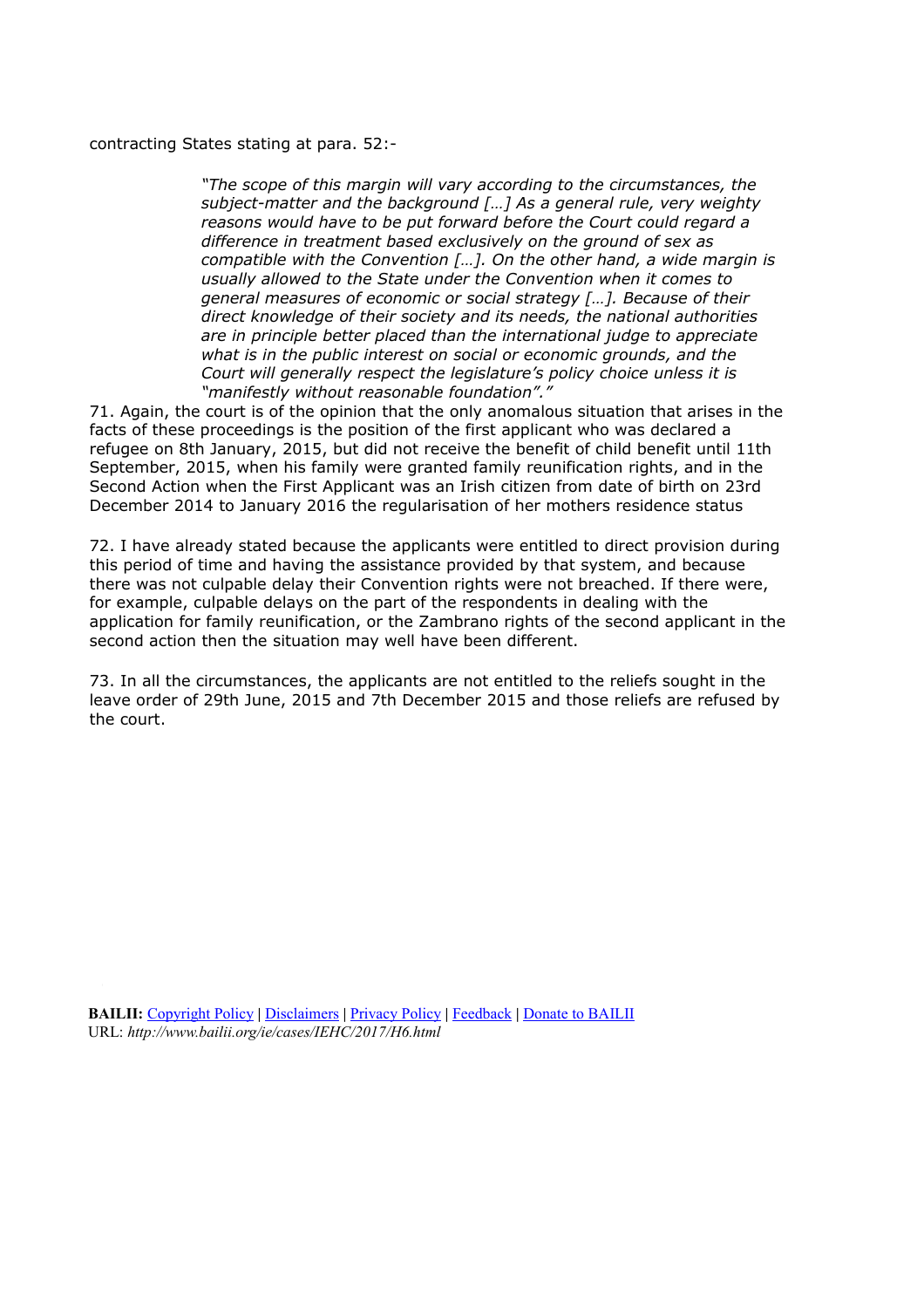contracting States stating at para. 52:-

> *"The scope of this margin will vary according to the circumstances, the subject-matter and the background […] As a general rule, very weighty reasons would have to be put forward before the Court could regard a difference in treatment based exclusively on the ground of sex as compatible with the Convention […]. On the other hand, a wide margin is usually allowed to the State under the Convention when it comes to general measures of economic or social strategy […]. Because of their direct knowledge of their society and its needs, the national authorities are in principle better placed than the international judge to appreciate what is in the public interest on social or economic grounds, and the Court will generally respect the legislature's policy choice unless it is "manifestly without reasonable foundation"."*

71. Again, the court is of the opinion that the only anomalous situation that arises in the facts of these proceedings is the position of the first applicant who was declared a refugee on 8th January, 2015, but did not receive the benefit of child benefit until 11th September, 2015, when his family were granted family reunification rights, and in the Second Action when the First Applicant was an Irish citizen from date of birth on 23rd December 2014 to January 2016 the regularisation of her mothers residence status

72. I have already stated because the applicants were entitled to direct provision during this period of time and having the assistance provided by that system, and because there was not culpable delay their Convention rights were not breached. If there were, for example, culpable delays on the part of the respondents in dealing with the application for family reunification, or the Zambrano rights of the second applicant in the second action then the situation may well have been different.

73. In all the circumstances, the applicants are not entitled to the reliefs sought in the leave order of 29th June, 2015 and 7th December 2015 and those reliefs are refused by the court.

**BAILII:** Copyright Policy | Disclaimers | Privacy Policy | Feedback | Donate to BAILII
URL: *http://www.bailii.org/ie/cases/IEHC/2017/H6.html*